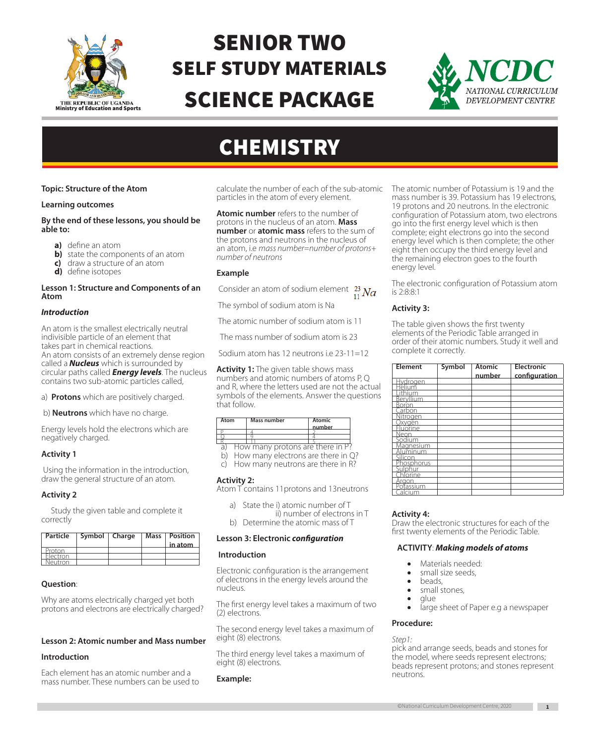# SENIOR TWO
## SELF STUDY MATERIALS
## SCIENCE PACKAGE

# CHEMISTRY

**Topic: Structure of the Atom**

**Learning outcomes**

**By the end of these lessons, you should be able to:**

- **a)** define an atom
- **b)** state the components of an atom
- **c)** draw a structure of an atom
- **d)** define isotopes

### Lesson 1: Structure and Components of an Atom

***Introduction***

An atom is the smallest electrically neutral indivisible particle of an element that takes part in chemical reactions.
An atom consists of an extremely dense region called a ***Nucleus*** which is surrounded by circular paths called ***Energy levels***. The nucleus contains two sub-atomic particles called,

a) **Protons** which are positively charged.

b) **Neutrons** which have no charge.

Energy levels hold the electrons which are negatively charged.

**Activity 1**

Using the information in the introduction, draw the general structure of an atom.

**Activity 2**

Study the given table and complete it correctly

| Particle | Symbol | Charge | Mass | Position in atom |
|---|---|---|---|---|
| Proton | | | | |
| Electron | | | | |
| Neutron | | | | |

**Question**:

Why are atoms electrically charged yet both protons and electrons are electrically charged?

### Lesson 2: Atomic number and Mass number

**Introduction**

Each element has an atomic number and a mass number. These numbers can be used to calculate the number of each of the sub-atomic particles in the atom of every element.

**Atomic number** refers to the number of protons in the nucleus of an atom. **Mass number** or **atomic mass** refers to the sum of the protons and neutrons in the nucleus of an atom, i.e *mass number=number of protons+ number of neutrons*

**Example**

Consider an atom of sodium element $^{23}_{11}Na$

The symbol of sodium atom is Na

The atomic number of sodium atom is 11

The mass number of sodium atom is 23

Sodium atom has 12 neutrons i.e 23-11=12

**Activity 1:** The given table shows mass numbers and atomic numbers of atoms P, Q and R, where the letters used are not the actual symbols of the elements. Answer the questions that follow.

| Atom | Mass number | Atomic number |
|---|---|---|
| P | 4 | 2 |
| Q | 9 | 4 |
| R | 11 | 5 |

a) How many protons are there in P?
b) How many electrons are there in Q?
c) How many neutrons are there in R?

**Activity 2:**
Atom T contains 11protons and 13neutrons

a) State the i) atomic number of T
   ii) number of electrons in T
b) Determine the atomic mass of T

### Lesson 3: Electronic *configuration*

**Introduction**

Electronic configuration is the arrangement of electrons in the energy levels around the nucleus.

The first energy level takes a maximum of two (2) electrons.

The second energy level takes a maximum of eight (8) electrons.

The third energy level takes a maximum of eight (8) electrons.

**Example:**

The atomic number of Potassium is 19 and the mass number is 39. Potassium has 19 electrons, 19 protons and 20 neutrons. In the electronic configuration of Potassium atom, two electrons go into the first energy level which is then complete; eight electrons go into the second energy level which is then complete; the other eight then occupy the third energy level and the remaining electron goes to the fourth energy level.

The electronic configuration of Potassium atom is 2:8:8:1

**Activity 3:**

The table given shows the first twenty elements of the Periodic Table arranged in order of their atomic numbers. Study it well and complete it correctly.

| Element | Symbol | Atomic number | Electronic configuration |
|---|---|---|---|
| Hydrogen | | | |
| Helium | | | |
| Lithium | | | |
| Beryllium | | | |
| Boron | | | |
| Carbon | | | |
| Nitrogen | | | |
| Oxygen | | | |
| Fluorine | | | |
| Neon | | | |
| Sodium | | | |
| Magnesium | | | |
| Aluminum | | | |
| Silicon | | | |
| Phosphorus | | | |
| Sulphur | | | |
| Chlorine | | | |
| Argon | | | |
| Potassium | | | |
| Calcium | | | |

**Activity 4:**
Draw the electronic structures for each of the first twenty elements of the Periodic Table.

**ACTIVITY**: ***Making models of atoms***

- Materials needed:
- small size seeds,
- beads,
- small stones,
- glue
- large sheet of Paper e.g a newspaper

**Procedure:**

*Step1:*
pick and arrange seeds, beads and stones for the model, where seeds represent electrons; beads represent protons; and stones represent neutrons.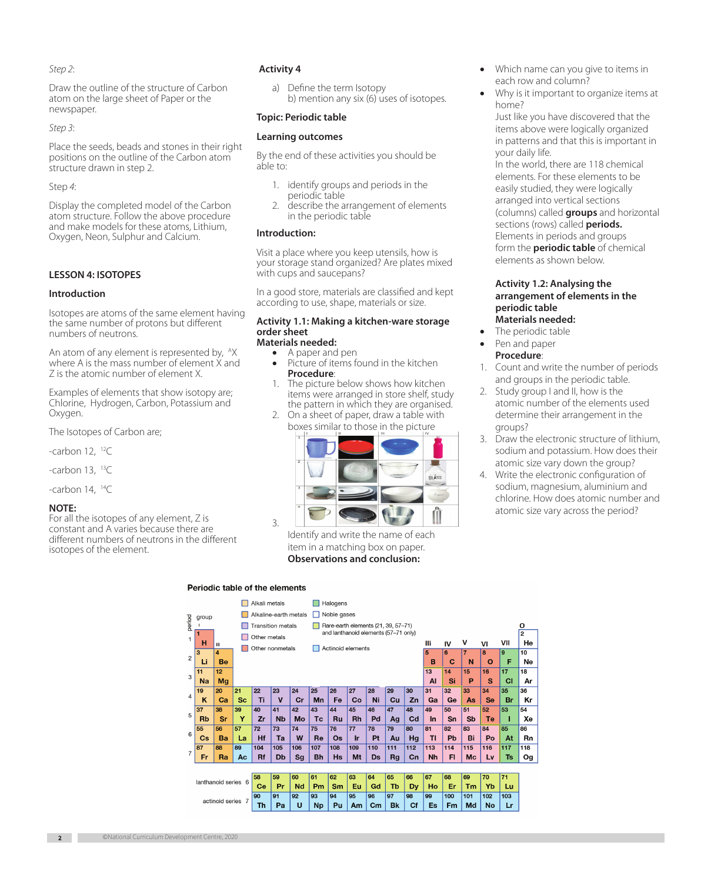*Step 2*:

Draw the outline of the structure of Carbon atom on the large sheet of Paper or the newspaper.

*Step 3*:

Place the seeds, beads and stones in their right positions on the outline of the Carbon atom structure drawn in step 2.

Step *4*:

Display the completed model of the Carbon atom structure. Follow the above procedure and make models for these atoms, Lithium, Oxygen, Neon, Sulphur and Calcium.

## LESSON 4: ISOTOPES

### Introduction

Isotopes are atoms of the same element having the same number of protons but different numbers of neutrons.

An atom of any element is represented by, $^{A}X$ where A is the mass number of element X and Z is the atomic number of element X.

Examples of elements that show isotopy are; Chlorine, Hydrogen, Carbon, Potassium and Oxygen.

The Isotopes of Carbon are;

-carbon 12, $^{12}C$

-carbon 13, $^{13}C$

-carbon 14, $^{14}C$

**NOTE:**
For all the isotopes of any element, Z is constant and A varies because there are different numbers of neutrons in the different isotopes of the element.

### Activity 4

a) Define the term Isotopy
b) mention any six (6) uses of isotopes.

### Topic: Periodic table

### Learning outcomes

By the end of these activities you should be able to:

1. identify groups and periods in the periodic table
2. describe the arrangement of elements in the periodic table

### Introduction:

Visit a place where you keep utensils, how is your storage stand organized? Are plates mixed with cups and saucepans?

In a good store, materials are classified and kept according to use, shape, materials or size.

### Activity 1.1: Making a kitchen-ware storage order sheet

**Materials needed:**

- A paper and pen
- Picture of items found in the kitchen

**Procedure**:

1. The picture below shows how kitchen items were arranged in store shelf, study the pattern in which they are organised.
2. On a sheet of paper, draw a table with boxes similar to those in the picture
3. Identify and write the name of each item in a matching box on paper.

**Observations and conclusion:**

- Which name can you give to items in each row and column?
- Why is it important to organize items at home?

  Just like you have discovered that the items above were logically organized in patterns and that this is important in your daily life.

  In the world, there are 118 chemical elements. For these elements to be easily studied, they were logically arranged into vertical sections (columns) called **groups** and horizontal sections (rows) called **periods.** Elements in periods and groups form the **periodic table** of chemical elements as shown below.

### Activity 1.2: Analysing the arrangement of elements in the periodic table

**Materials needed:**

- The periodic table
- Pen and paper

**Procedure**:

1. Count and write the number of periods and groups in the periodic table.
2. Study group I and II, how is the atomic number of the elements used determine their arrangement in the groups?
3. Draw the electronic structure of lithium, sodium and potassium. How does their atomic size vary down the group?
4. Write the electronic configuration of sodium, magnesium, aluminium and chlorine. How does atomic number and atomic size vary across the period?

**Periodic table of the elements**

Alkali metals
Alkaline-earth metals
Transition metals
Other metals
Other nonmetals
Halogens
Noble gases
Rare-earth elements (21, 39, 57–71) and lanthanoid elements (57–71 only)
Actinoid elements

| period / group | I | II | | | | | | | | | | | III | IV | V | VI | VII | 0 |
|---|---|---|---|---|---|---|---|---|---|---|---|---|---|---|---|---|---|---|
| 1 | 1 H | | | | | | | | | | | | | | | | | 2 He |
| 2 | 3 Li | 4 Be | | | | | | | | | | | 5 B | 6 C | 7 N | 8 O | 9 F | 10 Ne |
| 3 | 11 Na | 12 Mg | | | | | | | | | | | 13 Al | 14 Si | 15 P | 16 S | 17 Cl | 18 Ar |
| 4 | 19 K | 20 Ca | 21 Sc | 22 Ti | 23 V | 24 Cr | 25 Mn | 26 Fe | 27 Co | 28 Ni | 29 Cu | 30 Zn | 31 Ga | 32 Ge | 33 As | 34 Se | 35 Br | 36 Kr |
| 5 | 37 Rb | 38 Sr | 39 Y | 40 Zr | 41 Nb | 42 Mo | 43 Tc | 44 Ru | 45 Rh | 46 Pd | 47 Ag | 48 Cd | 49 In | 50 Sn | 51 Sb | 52 Te | 53 I | 54 Xe |
| 6 | 55 Cs | 56 Ba | 57 La | 72 Hf | 73 Ta | 74 W | 75 Re | 76 Os | 77 Ir | 78 Pt | 79 Au | 80 Hg | 81 Tl | 82 Pb | 83 Bi | 84 Po | 85 At | 86 Rn |
| 7 | 87 Fr | 88 Ra | 89 Ac | 104 Rf | 105 Db | 106 Sg | 107 Bh | 108 Hs | 109 Mt | 110 Ds | 111 Rg | 112 Cn | 113 Nh | 114 Fl | 115 Mc | 116 Lv | 117 Ts | 118 Og |

| | | | | | | | | | | | | | | |
|---|---|---|---|---|---|---|---|---|---|---|---|---|---|---|
| lanthanoid series 6 | 58 Ce | 59 Pr | 60 Nd | 61 Pm | 62 Sm | 63 Eu | 64 Gd | 65 Tb | 66 Dy | 67 Ho | 68 Er | 69 Tm | 70 Yb | 71 Lu |
| actinoid series 7 | 90 Th | 91 Pa | 92 U | 93 Np | 94 Pu | 95 Am | 96 Cm | 97 Bk | 98 Cf | 99 Es | 100 Fm | 101 Md | 102 No | 103 Lr |

©National Curriculum Development Centre, 2020